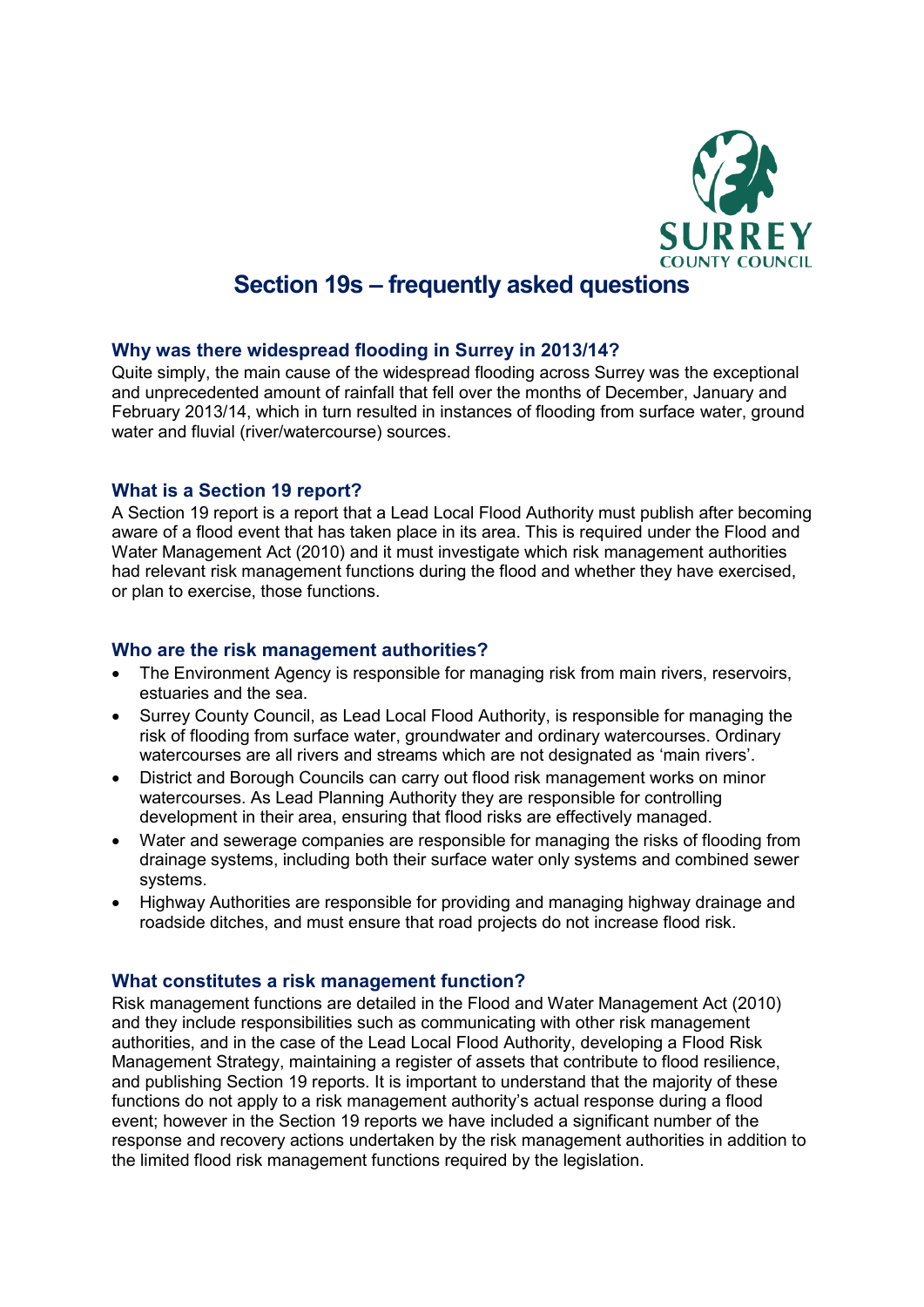# Section 19s – frequently asked questions

## Why was there widespread flooding in Surrey in 2013/14?

Quite simply, the main cause of the widespread flooding across Surrey was the exceptional and unprecedented amount of rainfall that fell over the months of December, January and February 2013/14, which in turn resulted in instances of flooding from surface water, ground water and fluvial (river/watercourse) sources.

## What is a Section 19 report?

A Section 19 report is a report that a Lead Local Flood Authority must publish after becoming aware of a flood event that has taken place in its area. This is required under the Flood and Water Management Act (2010) and it must investigate which risk management authorities had relevant risk management functions during the flood and whether they have exercised, or plan to exercise, those functions.

## Who are the risk management authorities?

- The Environment Agency is responsible for managing risk from main rivers, reservoirs, estuaries and the sea.
- Surrey County Council, as Lead Local Flood Authority, is responsible for managing the risk of flooding from surface water, groundwater and ordinary watercourses. Ordinary watercourses are all rivers and streams which are not designated as 'main rivers'.
- District and Borough Councils can carry out flood risk management works on minor watercourses. As Lead Planning Authority they are responsible for controlling development in their area, ensuring that flood risks are effectively managed.
- Water and sewerage companies are responsible for managing the risks of flooding from drainage systems, including both their surface water only systems and combined sewer systems.
- Highway Authorities are responsible for providing and managing highway drainage and roadside ditches, and must ensure that road projects do not increase flood risk.

## What constitutes a risk management function?

Risk management functions are detailed in the Flood and Water Management Act (2010) and they include responsibilities such as communicating with other risk management authorities, and in the case of the Lead Local Flood Authority, developing a Flood Risk Management Strategy, maintaining a register of assets that contribute to flood resilience, and publishing Section 19 reports. It is important to understand that the majority of these functions do not apply to a risk management authority's actual response during a flood event; however in the Section 19 reports we have included a significant number of the response and recovery actions undertaken by the risk management authorities in addition to the limited flood risk management functions required by the legislation.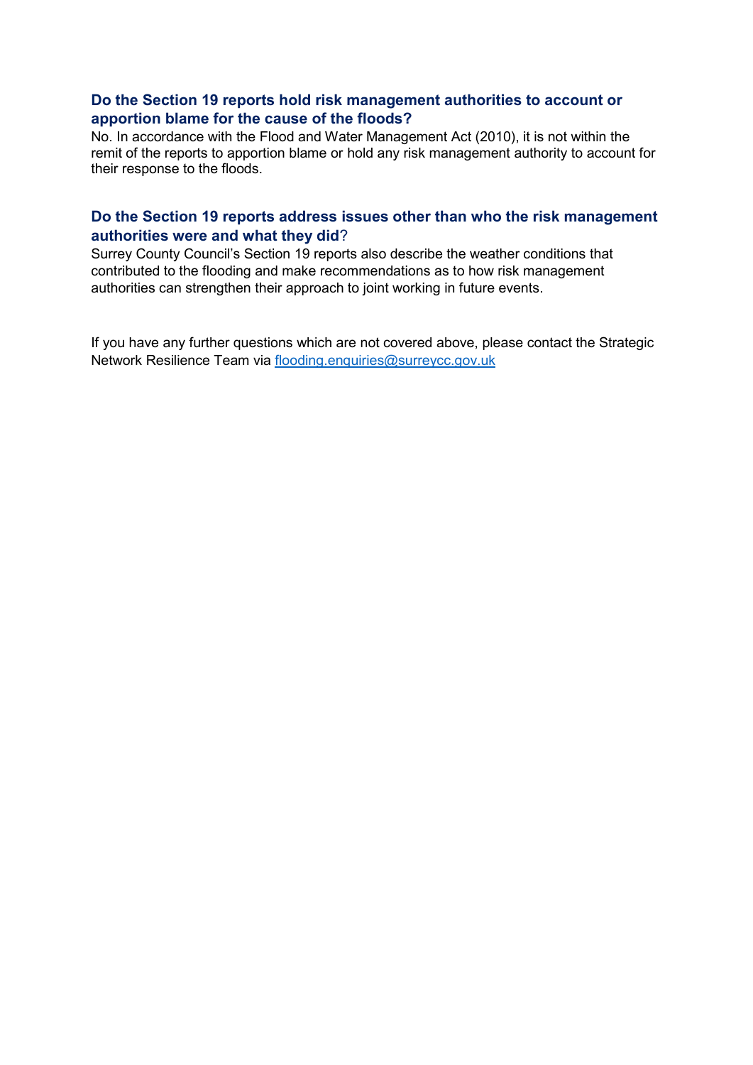### Do the Section 19 reports hold risk management authorities to account or apportion blame for the cause of the floods?

No. In accordance with the Flood and Water Management Act (2010), it is not within the remit of the reports to apportion blame or hold any risk management authority to account for their response to the floods.

### Do the Section 19 reports address issues other than who the risk management authorities were and what they did?

Surrey County Council's Section 19 reports also describe the weather conditions that contributed to the flooding and make recommendations as to how risk management authorities can strengthen their approach to joint working in future events.

If you have any further questions which are not covered above, please contact the Strategic Network Resilience Team via flooding.enquiries@surreycc.gov.uk